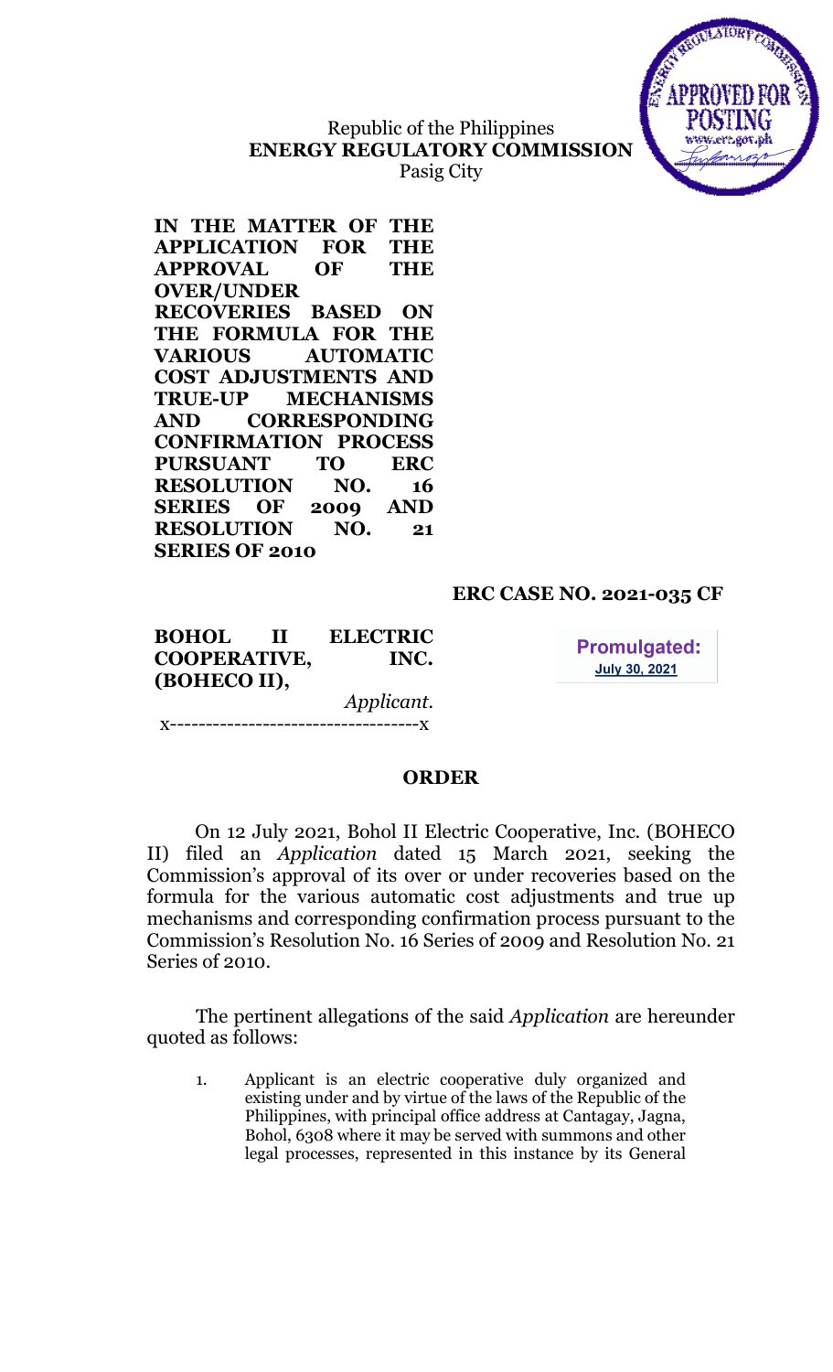Republic of the Philippines
**ENERGY REGULATORY COMMISSION**
Pasig City

**IN THE MATTER OF THE APPLICATION FOR THE APPROVAL OF THE OVER/UNDER RECOVERIES BASED ON THE FORMULA FOR THE VARIOUS AUTOMATIC COST ADJUSTMENTS AND TRUE-UP MECHANISMS AND CORRESPONDING CONFIRMATION PROCESS PURSUANT TO ERC RESOLUTION NO. 16 SERIES OF 2009 AND RESOLUTION NO. 21 SERIES OF 2010**

**ERC CASE NO. 2021-035 CF**

**BOHOL II ELECTRIC COOPERATIVE, INC. (BOHECO II),**
*Applicant.*
x----------------------------------x

**Promulgated:**
**July 30, 2021**

## ORDER

On 12 July 2021, Bohol II Electric Cooperative, Inc. (BOHECO II) filed an *Application* dated 15 March 2021, seeking the Commission's approval of its over or under recoveries based on the formula for the various automatic cost adjustments and true up mechanisms and corresponding confirmation process pursuant to the Commission's Resolution No. 16 Series of 2009 and Resolution No. 21 Series of 2010.

The pertinent allegations of the said *Application* are hereunder quoted as follows:

1. Applicant is an electric cooperative duly organized and existing under and by virtue of the laws of the Republic of the Philippines, with principal office address at Cantagay, Jagna, Bohol, 6308 where it may be served with summons and other legal processes, represented in this instance by its General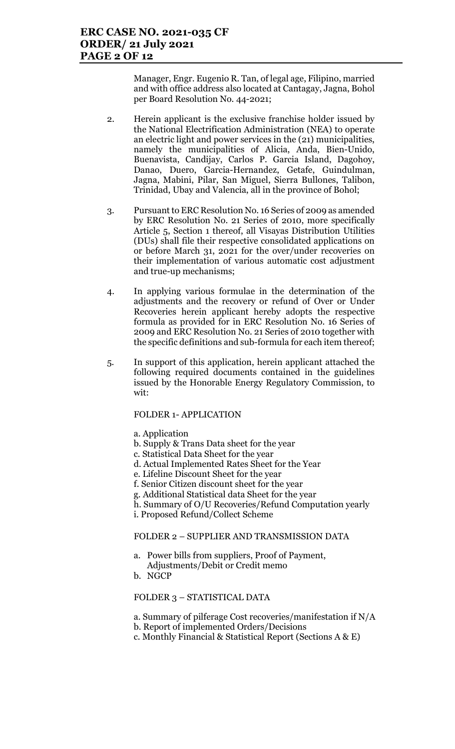Manager, Engr. Eugenio R. Tan, of legal age, Filipino, married and with office address also located at Cantagay, Jagna, Bohol per Board Resolution No. 44-2021;

2. Herein applicant is the exclusive franchise holder issued by the National Electrification Administration (NEA) to operate an electric light and power services in the (21) municipalities, namely the municipalities of Alicia, Anda, Bien-Unido, Buenavista, Candijay, Carlos P. Garcia Island, Dagohoy, Danao, Duero, Garcia-Hernandez, Getafe, Guindulman, Jagna, Mabini, Pilar, San Miguel, Sierra Bullones, Talibon, Trinidad, Ubay and Valencia, all in the province of Bohol;

3. Pursuant to ERC Resolution No. 16 Series of 2009 as amended by ERC Resolution No. 21 Series of 2010, more specifically Article 5, Section 1 thereof, all Visayas Distribution Utilities (DUs) shall file their respective consolidated applications on or before March 31, 2021 for the over/under recoveries on their implementation of various automatic cost adjustment and true-up mechanisms;

4. In applying various formulae in the determination of the adjustments and the recovery or refund of Over or Under Recoveries herein applicant hereby adopts the respective formula as provided for in ERC Resolution No. 16 Series of 2009 and ERC Resolution No. 21 Series of 2010 together with the specific definitions and sub-formula for each item thereof;

5. In support of this application, herein applicant attached the following required documents contained in the guidelines issued by the Honorable Energy Regulatory Commission, to wit:

FOLDER 1- APPLICATION

a. Application
b. Supply & Trans Data sheet for the year
c. Statistical Data Sheet for the year
d. Actual Implemented Rates Sheet for the Year
e. Lifeline Discount Sheet for the year
f. Senior Citizen discount sheet for the year
g. Additional Statistical data Sheet for the year
h. Summary of O/U Recoveries/Refund Computation yearly
i. Proposed Refund/Collect Scheme

FOLDER 2 – SUPPLIER AND TRANSMISSION DATA

a. Power bills from suppliers, Proof of Payment, Adjustments/Debit or Credit memo
b. NGCP

FOLDER 3 – STATISTICAL DATA

a. Summary of pilferage Cost recoveries/manifestation if N/A
b. Report of implemented Orders/Decisions
c. Monthly Financial & Statistical Report (Sections A & E)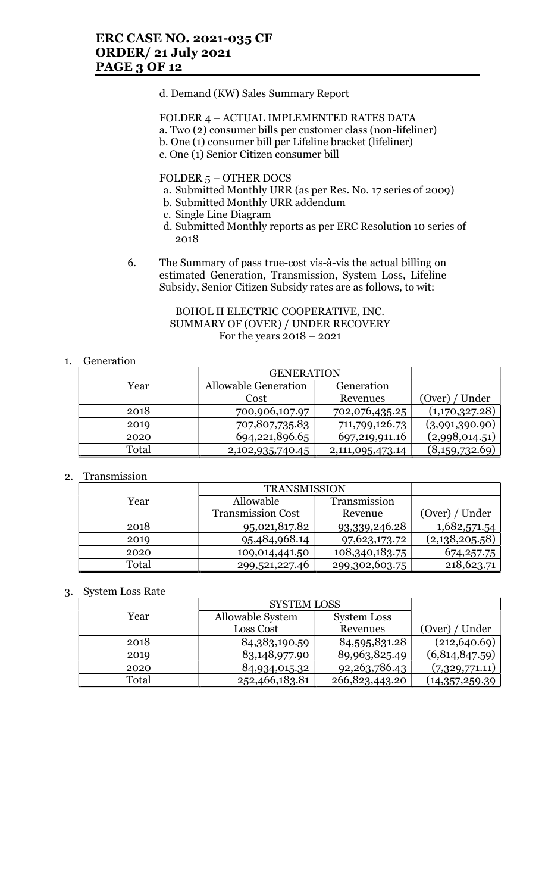d. Demand (KW) Sales Summary Report

FOLDER 4 – ACTUAL IMPLEMENTED RATES DATA
a. Two (2) consumer bills per customer class (non-lifeliner)
b. One (1) consumer bill per Lifeline bracket (lifeliner)
c. One (1) Senior Citizen consumer bill

FOLDER 5 – OTHER DOCS
a. Submitted Monthly URR (as per Res. No. 17 series of 2009)
b. Submitted Monthly URR addendum
c. Single Line Diagram
d. Submitted Monthly reports as per ERC Resolution 10 series of 2018

6. The Summary of pass true-cost vis-à-vis the actual billing on estimated Generation, Transmission, System Loss, Lifeline Subsidy, Senior Citizen Subsidy rates are as follows, to wit:

BOHOL II ELECTRIC COOPERATIVE, INC.
SUMMARY OF (OVER) / UNDER RECOVERY
For the years 2018 – 2021

1. Generation

| Year | GENERATION | | |
|---|---|---|---|
| | Allowable Generation Cost | Generation Revenues | (Over) / Under |
| 2018 | 700,906,107.97 | 702,076,435.25 | (1,170,327.28) |
| 2019 | 707,807,735.83 | 711,799,126.73 | (3,991,390.90) |
| 2020 | 694,221,896.65 | 697,219,911.16 | (2,998,014.51) |
| Total | 2,102,935,740.45 | 2,111,095,473.14 | (8,159,732.69) |

2. Transmission

| Year | TRANSMISSION | | |
|---|---|---|---|
| | Allowable Transmission Cost | Transmission Revenue | (Over) / Under |
| 2018 | 95,021,817.82 | 93,339,246.28 | 1,682,571.54 |
| 2019 | 95,484,968.14 | 97,623,173.72 | (2,138,205.58) |
| 2020 | 109,014,441.50 | 108,340,183.75 | 674,257.75 |
| Total | 299,521,227.46 | 299,302,603.75 | 218,623.71 |

3. System Loss Rate

| Year | SYSTEM LOSS | | |
|---|---|---|---|
| | Allowable System Loss Cost | System Loss Revenues | (Over) / Under |
| 2018 | 84,383,190.59 | 84,595,831.28 | (212,640.69) |
| 2019 | 83,148,977.90 | 89,963,825.49 | (6,814,847.59) |
| 2020 | 84,934,015.32 | 92,263,786.43 | (7,329,771.11) |
| Total | 252,466,183.81 | 266,823,443.20 | (14,357,259.39 |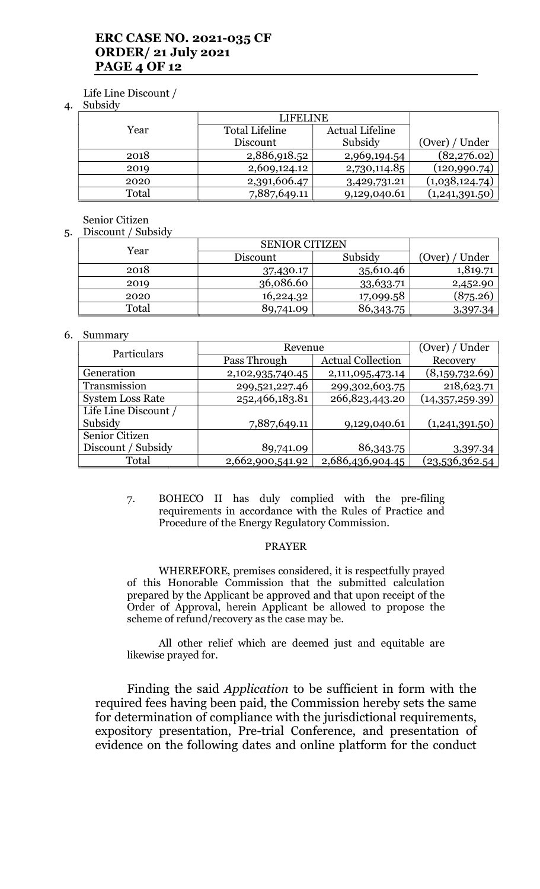4. Life Line Discount / Subsidy

| Year | LIFELINE | | (Over) / Under |
|---|---|---|---|
| | Total Lifeline Discount | Actual Lifeline Subsidy | |
| 2018 | 2,886,918.52 | 2,969,194.54 | (82,276.02) |
| 2019 | 2,609,124.12 | 2,730,114.85 | (120,990.74) |
| 2020 | 2,391,606.47 | 3,429,731.21 | (1,038,124.74) |
| Total | 7,887,649.11 | 9,129,040.61 | (1,241,391.50) |

5. Senior Citizen Discount / Subsidy

| Year | SENIOR CITIZEN | | (Over) / Under |
|---|---|---|---|
| | Discount | Subsidy | |
| 2018 | 37,430.17 | 35,610.46 | 1,819.71 |
| 2019 | 36,086.60 | 33,633.71 | 2,452.90 |
| 2020 | 16,224.32 | 17,099.58 | (875.26) |
| Total | 89,741.09 | 86,343.75 | 3,397.34 |

6. Summary

| Particulars | Revenue | | (Over) / Under Recovery |
|---|---|---|---|
| | Pass Through | Actual Collection | |
| Generation | 2,102,935,740.45 | 2,111,095,473.14 | (8,159,732.69) |
| Transmission | 299,521,227.46 | 299,302,603.75 | 218,623.71 |
| System Loss Rate | 252,466,183.81 | 266,823,443.20 | (14,357,259.39) |
| Life Line Discount / Subsidy | 7,887,649.11 | 9,129,040.61 | (1,241,391.50) |
| Senior Citizen Discount / Subsidy | 89,741.09 | 86,343.75 | 3,397.34 |
| Total | 2,662,900,541.92 | 2,686,436,904.45 | (23,536,362.54 |

7. BOHECO II has duly complied with the pre-filing requirements in accordance with the Rules of Practice and Procedure of the Energy Regulatory Commission.

PRAYER

WHEREFORE, premises considered, it is respectfully prayed of this Honorable Commission that the submitted calculation prepared by the Applicant be approved and that upon receipt of the Order of Approval, herein Applicant be allowed to propose the scheme of refund/recovery as the case may be.

All other relief which are deemed just and equitable are likewise prayed for.

Finding the said *Application* to be sufficient in form with the required fees having been paid, the Commission hereby sets the same for determination of compliance with the jurisdictional requirements, expository presentation, Pre-trial Conference, and presentation of evidence on the following dates and online platform for the conduct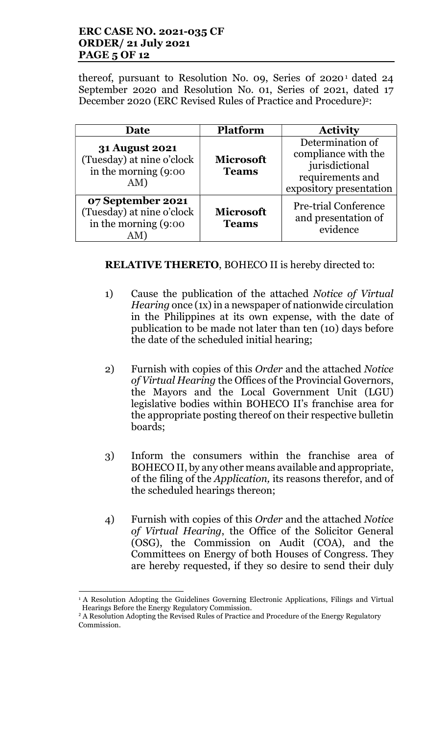thereof, pursuant to Resolution No. 09, Series 0f 2020[1] dated 24 September 2020 and Resolution No. 01, Series of 2021, dated 17 December 2020 (ERC Revised Rules of Practice and Procedure)[2]:

| Date | Platform | Activity |
|---|---|---|
| **31 August 2021** (Tuesday) at nine o'clock in the morning (9:00 AM) | **Microsoft Teams** | Determination of compliance with the jurisdictional requirements and expository presentation |
| **07 September 2021** (Tuesday) at nine o'clock in the morning (9:00 AM) | **Microsoft Teams** | Pre-trial Conference and presentation of evidence |

**RELATIVE THERETO**, BOHECO II is hereby directed to:

1) Cause the publication of the attached *Notice of Virtual Hearing* once (1x) in a newspaper of nationwide circulation in the Philippines at its own expense, with the date of publication to be made not later than ten (10) days before the date of the scheduled initial hearing;

2) Furnish with copies of this *Order* and the attached *Notice of Virtual Hearing* the Offices of the Provincial Governors, the Mayors and the Local Government Unit (LGU) legislative bodies within BOHECO II's franchise area for the appropriate posting thereof on their respective bulletin boards;

3) Inform the consumers within the franchise area of BOHECO II, by any other means available and appropriate, of the filing of the *Application,* its reasons therefor, and of the scheduled hearings thereon;

4) Furnish with copies of this *Order* and the attached *Notice of Virtual Hearing*, the Office of the Solicitor General (OSG), the Commission on Audit (COA), and the Committees on Energy of both Houses of Congress. They are hereby requested, if they so desire to send their duly

---

[1] A Resolution Adopting the Guidelines Governing Electronic Applications, Filings and Virtual Hearings Before the Energy Regulatory Commission.

[2] A Resolution Adopting the Revised Rules of Practice and Procedure of the Energy Regulatory Commission.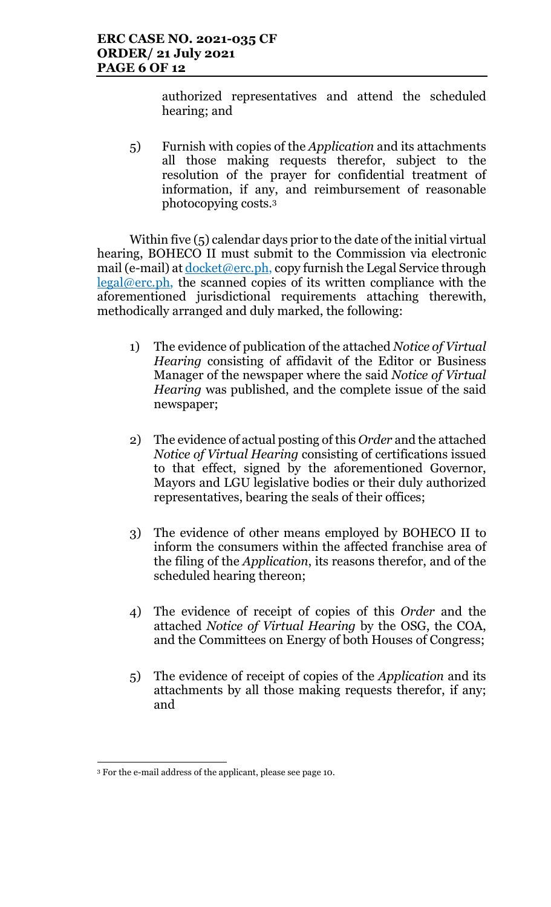authorized representatives and attend the scheduled hearing; and

5) Furnish with copies of the *Application* and its attachments all those making requests therefor, subject to the resolution of the prayer for confidential treatment of information, if any, and reimbursement of reasonable photocopying costs.[3]

Within five (5) calendar days prior to the date of the initial virtual hearing, BOHECO II must submit to the Commission via electronic mail (e-mail) at docket@erc.ph, copy furnish the Legal Service through legal@erc.ph, the scanned copies of its written compliance with the aforementioned jurisdictional requirements attaching therewith, methodically arranged and duly marked, the following:

1) The evidence of publication of the attached *Notice of Virtual Hearing* consisting of affidavit of the Editor or Business Manager of the newspaper where the said *Notice of Virtual Hearing* was published, and the complete issue of the said newspaper;

2) The evidence of actual posting of this *Order* and the attached *Notice of Virtual Hearing* consisting of certifications issued to that effect, signed by the aforementioned Governor, Mayors and LGU legislative bodies or their duly authorized representatives, bearing the seals of their offices;

3) The evidence of other means employed by BOHECO II to inform the consumers within the affected franchise area of the filing of the *Application*, its reasons therefor, and of the scheduled hearing thereon;

4) The evidence of receipt of copies of this *Order* and the attached *Notice of Virtual Hearing* by the OSG, the COA, and the Committees on Energy of both Houses of Congress;

5) The evidence of receipt of copies of the *Application* and its attachments by all those making requests therefor, if any; and

---

[3] For the e-mail address of the applicant, please see page 10.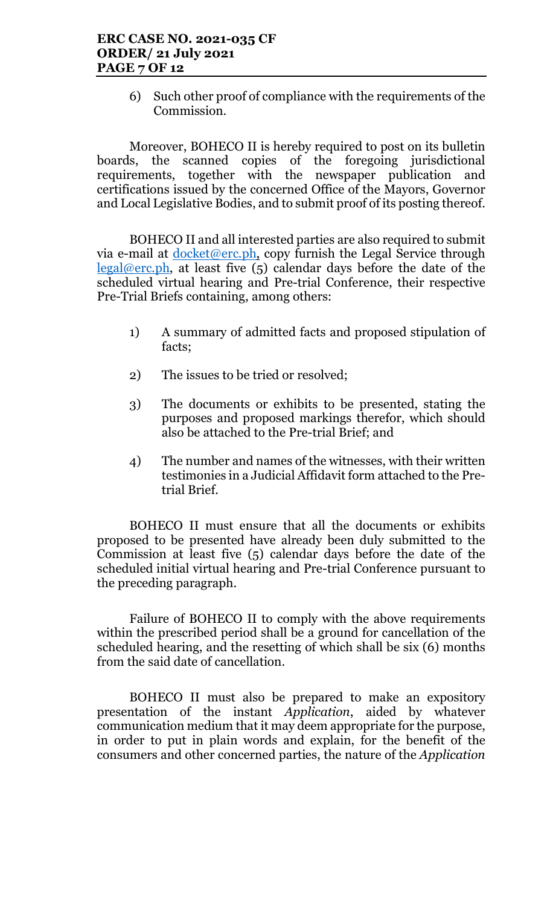6) Such other proof of compliance with the requirements of the Commission.

Moreover, BOHECO II is hereby required to post on its bulletin boards, the scanned copies of the foregoing jurisdictional requirements, together with the newspaper publication and certifications issued by the concerned Office of the Mayors, Governor and Local Legislative Bodies, and to submit proof of its posting thereof.

BOHECO II and all interested parties are also required to submit via e-mail at docket@erc.ph, copy furnish the Legal Service through legal@erc.ph, at least five (5) calendar days before the date of the scheduled virtual hearing and Pre-trial Conference, their respective Pre-Trial Briefs containing, among others:

1) A summary of admitted facts and proposed stipulation of facts;

2) The issues to be tried or resolved;

3) The documents or exhibits to be presented, stating the purposes and proposed markings therefor, which should also be attached to the Pre-trial Brief; and

4) The number and names of the witnesses, with their written testimonies in a Judicial Affidavit form attached to the Pre-trial Brief.

BOHECO II must ensure that all the documents or exhibits proposed to be presented have already been duly submitted to the Commission at least five (5) calendar days before the date of the scheduled initial virtual hearing and Pre-trial Conference pursuant to the preceding paragraph.

Failure of BOHECO II to comply with the above requirements within the prescribed period shall be a ground for cancellation of the scheduled hearing, and the resetting of which shall be six (6) months from the said date of cancellation.

BOHECO II must also be prepared to make an expository presentation of the instant *Application*, aided by whatever communication medium that it may deem appropriate for the purpose, in order to put in plain words and explain, for the benefit of the consumers and other concerned parties, the nature of the *Application*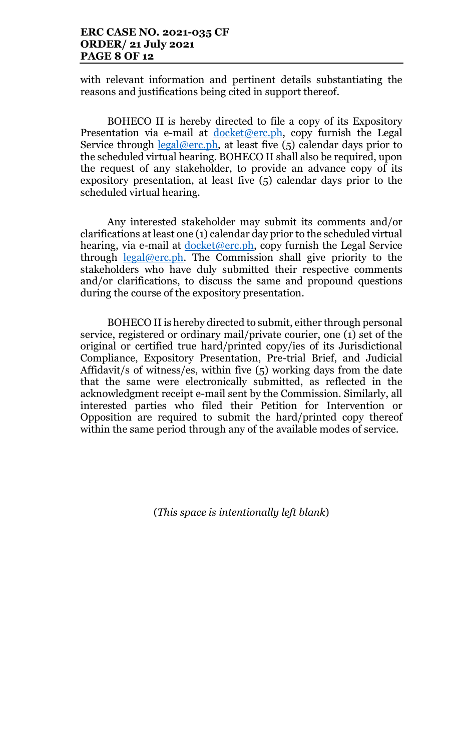with relevant information and pertinent details substantiating the reasons and justifications being cited in support thereof.

BOHECO II is hereby directed to file a copy of its Expository Presentation via e-mail at docket@erc.ph, copy furnish the Legal Service through legal@erc.ph, at least five (5) calendar days prior to the scheduled virtual hearing. BOHECO II shall also be required, upon the request of any stakeholder, to provide an advance copy of its expository presentation, at least five (5) calendar days prior to the scheduled virtual hearing.

Any interested stakeholder may submit its comments and/or clarifications at least one (1) calendar day prior to the scheduled virtual hearing, via e-mail at docket@erc.ph, copy furnish the Legal Service through legal@erc.ph. The Commission shall give priority to the stakeholders who have duly submitted their respective comments and/or clarifications, to discuss the same and propound questions during the course of the expository presentation.

BOHECO II is hereby directed to submit, either through personal service, registered or ordinary mail/private courier, one (1) set of the original or certified true hard/printed copy/ies of its Jurisdictional Compliance, Expository Presentation, Pre-trial Brief, and Judicial Affidavit/s of witness/es, within five (5) working days from the date that the same were electronically submitted, as reflected in the acknowledgment receipt e-mail sent by the Commission. Similarly, all interested parties who filed their Petition for Intervention or Opposition are required to submit the hard/printed copy thereof within the same period through any of the available modes of service.

(*This space is intentionally left blank*)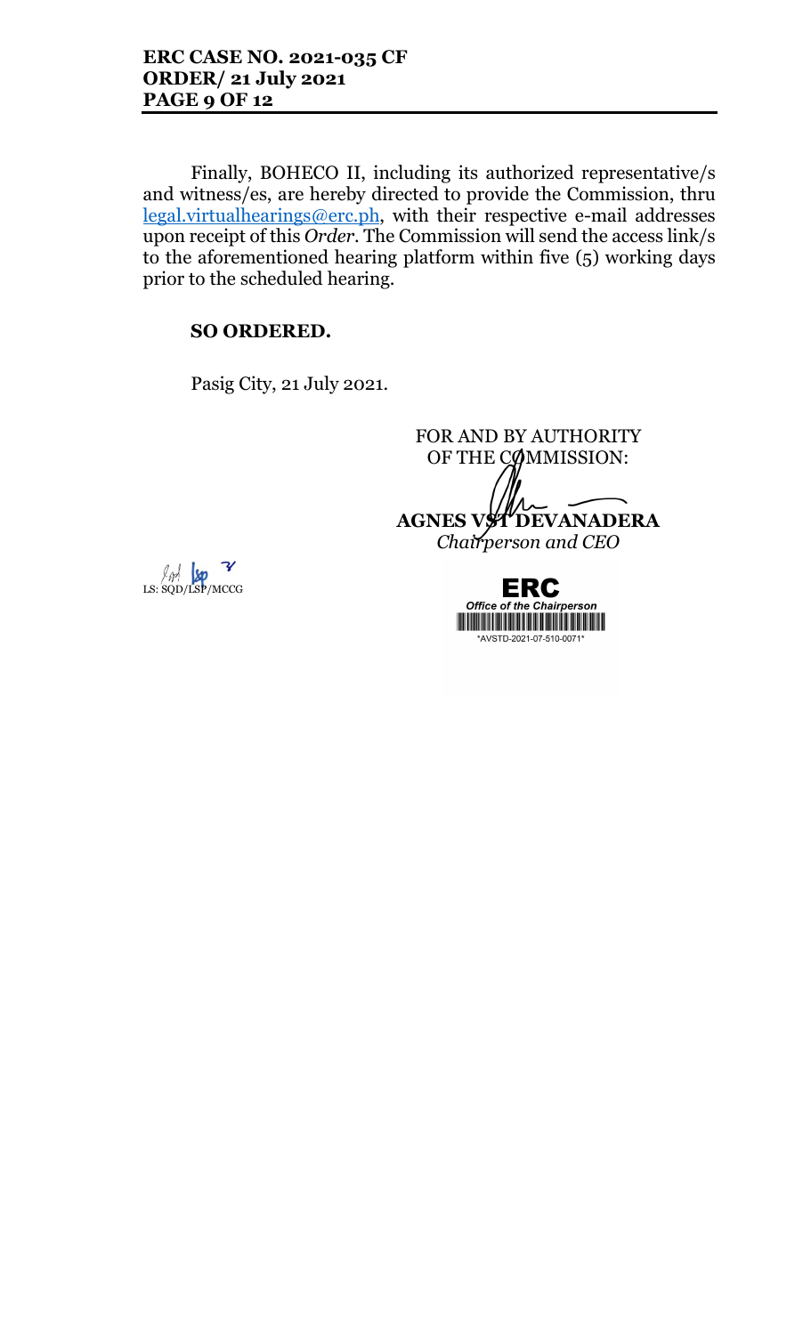Finally, BOHECO II, including its authorized representative/s and witness/es, are hereby directed to provide the Commission, thru [legal.virtualhearings@erc.ph](mailto:legal.virtualhearings@erc.ph), with their respective e-mail addresses upon receipt of this *Order*. The Commission will send the access link/s to the aforementioned hearing platform within five (5) working days prior to the scheduled hearing.

**SO ORDERED.**

Pasig City, 21 July 2021.

FOR AND BY AUTHORITY
OF THE COMMISSION:

**AGNES VST DEVANADERA**
*Chairperson and CEO*

LS: SQD/LSP/MCCG

ERC
*Office of the Chairperson*
*AVSTD-2021-07-510-0071*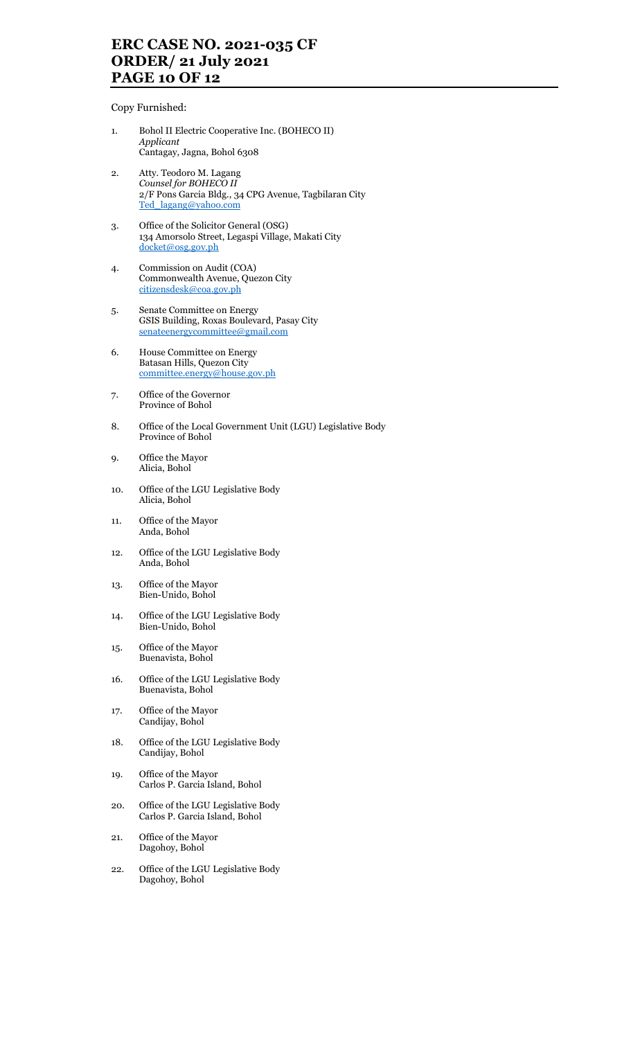Copy Furnished:

1. Bohol II Electric Cooperative Inc. (BOHECO II)
   *Applicant*
   Cantagay, Jagna, Bohol 6308

2. Atty. Teodoro M. Lagang
   *Counsel for BOHECO II*
   2/F Pons Garcia Bldg., 34 CPG Avenue, Tagbilaran City
   Ted_lagang@yahoo.com

3. Office of the Solicitor General (OSG)
   134 Amorsolo Street, Legaspi Village, Makati City
   docket@osg.gov.ph

4. Commission on Audit (COA)
   Commonwealth Avenue, Quezon City
   citizensdesk@coa.gov.ph

5. Senate Committee on Energy
   GSIS Building, Roxas Boulevard, Pasay City
   senateenergycommittee@gmail.com

6. House Committee on Energy
   Batasan Hills, Quezon City
   committee.energy@house.gov.ph

7. Office of the Governor
   Province of Bohol

8. Office of the Local Government Unit (LGU) Legislative Body
   Province of Bohol

9. Office the Mayor
   Alicia, Bohol

10. Office of the LGU Legislative Body
    Alicia, Bohol

11. Office of the Mayor
    Anda, Bohol

12. Office of the LGU Legislative Body
    Anda, Bohol

13. Office of the Mayor
    Bien-Unido, Bohol

14. Office of the LGU Legislative Body
    Bien-Unido, Bohol

15. Office of the Mayor
    Buenavista, Bohol

16. Office of the LGU Legislative Body
    Buenavista, Bohol

17. Office of the Mayor
    Candijay, Bohol

18. Office of the LGU Legislative Body
    Candijay, Bohol

19. Office of the Mayor
    Carlos P. Garcia Island, Bohol

20. Office of the LGU Legislative Body
    Carlos P. Garcia Island, Bohol

21. Office of the Mayor
    Dagohoy, Bohol

22. Office of the LGU Legislative Body
    Dagohoy, Bohol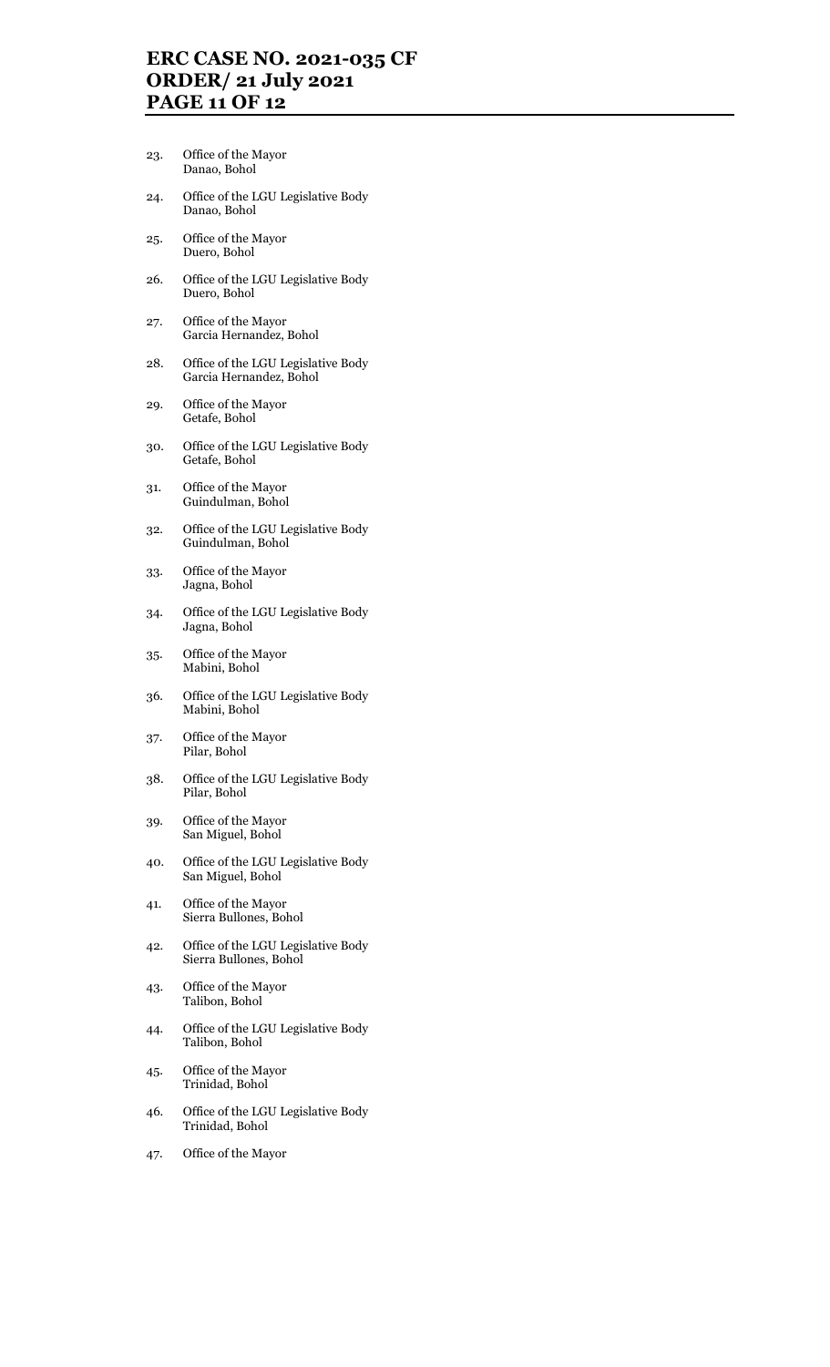23. Office of the Mayor
    Danao, Bohol

24. Office of the LGU Legislative Body
    Danao, Bohol

25. Office of the Mayor
    Duero, Bohol

26. Office of the LGU Legislative Body
    Duero, Bohol

27. Office of the Mayor
    Garcia Hernandez, Bohol

28. Office of the LGU Legislative Body
    Garcia Hernandez, Bohol

29. Office of the Mayor
    Getafe, Bohol

30. Office of the LGU Legislative Body
    Getafe, Bohol

31. Office of the Mayor
    Guindulman, Bohol

32. Office of the LGU Legislative Body
    Guindulman, Bohol

33. Office of the Mayor
    Jagna, Bohol

34. Office of the LGU Legislative Body
    Jagna, Bohol

35. Office of the Mayor
    Mabini, Bohol

36. Office of the LGU Legislative Body
    Mabini, Bohol

37. Office of the Mayor
    Pilar, Bohol

38. Office of the LGU Legislative Body
    Pilar, Bohol

39. Office of the Mayor
    San Miguel, Bohol

40. Office of the LGU Legislative Body
    San Miguel, Bohol

41. Office of the Mayor
    Sierra Bullones, Bohol

42. Office of the LGU Legislative Body
    Sierra Bullones, Bohol

43. Office of the Mayor
    Talibon, Bohol

44. Office of the LGU Legislative Body
    Talibon, Bohol

45. Office of the Mayor
    Trinidad, Bohol

46. Office of the LGU Legislative Body
    Trinidad, Bohol

47. Office of the Mayor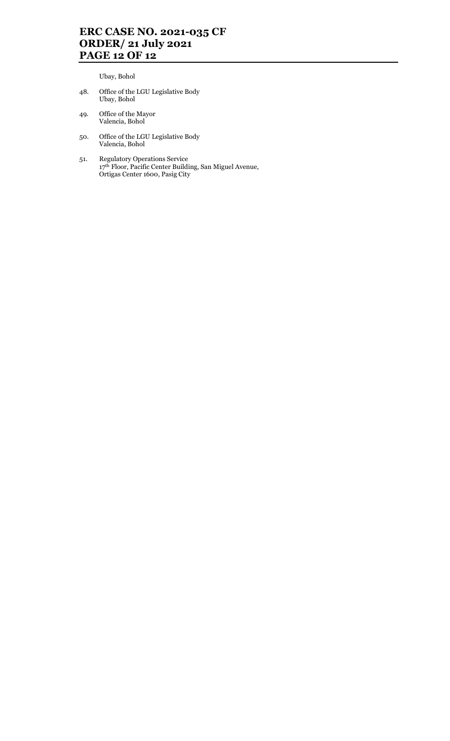Ubay, Bohol

48. Office of the LGU Legislative Body
    Ubay, Bohol

49. Office of the Mayor
    Valencia, Bohol

50. Office of the LGU Legislative Body
    Valencia, Bohol

51. Regulatory Operations Service
    17th Floor, Pacific Center Building, San Miguel Avenue,
    Ortigas Center 1600, Pasig City